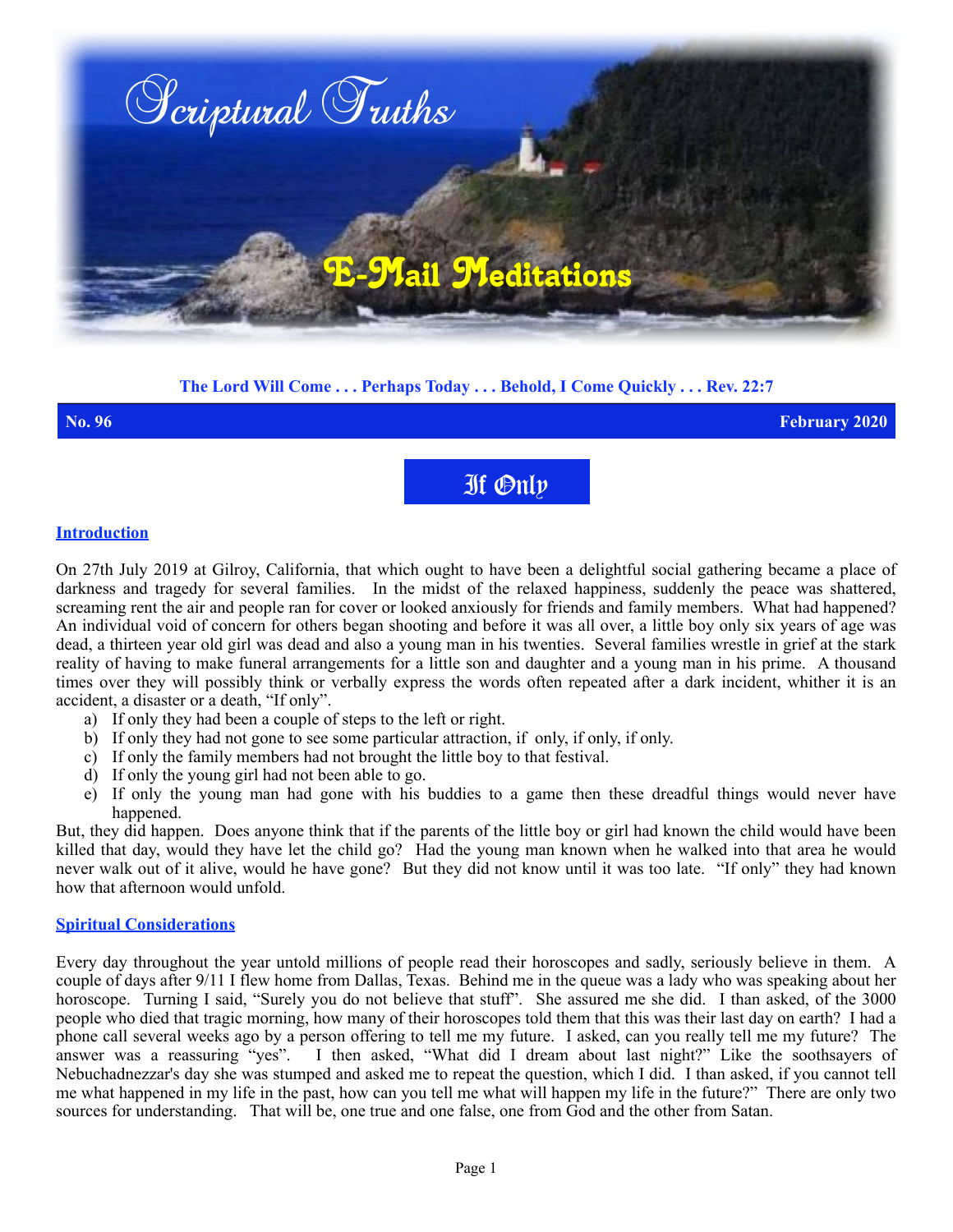# Scriptural Truths

## E-Mail Meditations

**The Lord Will Come . . . Perhaps Today . . . Behold, I Come Quickly . . . Rev. 22:7**

**No. 96** **February 2020**

# If Only

## Introduction

On 27th July 2019 at Gilroy, California, that which ought to have been a delightful social gathering became a place of darkness and tragedy for several families. In the midst of the relaxed happiness, suddenly the peace was shattered, screaming rent the air and people ran for cover or looked anxiously for friends and family members. What had happened? An individual void of concern for others began shooting and before it was all over, a little boy only six years of age was dead, a thirteen year old girl was dead and also a young man in his twenties. Several families wrestle in grief at the stark reality of having to make funeral arrangements for a little son and daughter and a young man in his prime. A thousand times over they will possibly think or verbally express the words often repeated after a dark incident, whither it is an accident, a disaster or a death, "If only".

a) If only they had been a couple of steps to the left or right.
b) If only they had not gone to see some particular attraction, if only, if only, if only.
c) If only the family members had not brought the little boy to that festival.
d) If only the young girl had not been able to go.
e) If only the young man had gone with his buddies to a game then these dreadful things would never have happened.

But, they did happen. Does anyone think that if the parents of the little boy or girl had known the child would have been killed that day, would they have let the child go? Had the young man known when he walked into that area he would never walk out of it alive, would he have gone? But they did not know until it was too late. "If only" they had known how that afternoon would unfold.

## Spiritual Considerations

Every day throughout the year untold millions of people read their horoscopes and sadly, seriously believe in them. A couple of days after 9/11 I flew home from Dallas, Texas. Behind me in the queue was a lady who was speaking about her horoscope. Turning I said, "Surely you do not believe that stuff". She assured me she did. I than asked, of the 3000 people who died that tragic morning, how many of their horoscopes told them that this was their last day on earth? I had a phone call several weeks ago by a person offering to tell me my future. I asked, can you really tell me my future? The answer was a reassuring "yes". I then asked, "What did I dream about last night?" Like the soothsayers of Nebuchadnezzar's day she was stumped and asked me to repeat the question, which I did. I than asked, if you cannot tell me what happened in my life in the past, how can you tell me what will happen my life in the future?" There are only two sources for understanding. That will be, one true and one false, one from God and the other from Satan.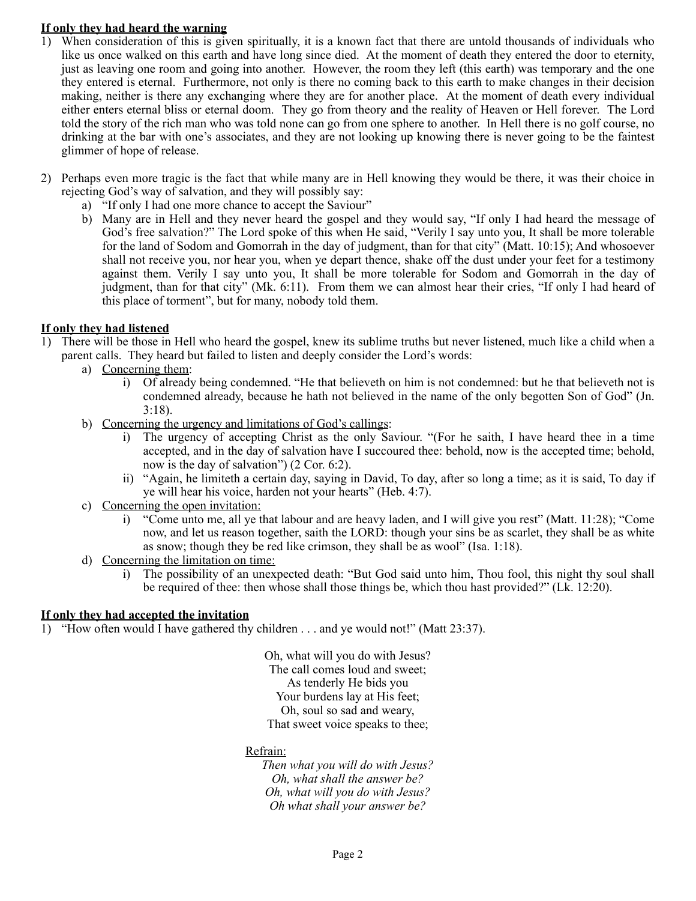**<u>If only they had heard the warning</u>**

1) When consideration of this is given spiritually, it is a known fact that there are untold thousands of individuals who like us once walked on this earth and have long since died. At the moment of death they entered the door to eternity, just as leaving one room and going into another. However, the room they left (this earth) was temporary and the one they entered is eternal. Furthermore, not only is there no coming back to this earth to make changes in their decision making, neither is there any exchanging where they are for another place. At the moment of death every individual either enters eternal bliss or eternal doom. They go from theory and the reality of Heaven or Hell forever. The Lord told the story of the rich man who was told none can go from one sphere to another. In Hell there is no golf course, no drinking at the bar with one's associates, and they are not looking up knowing there is never going to be the faintest glimmer of hope of release.

2) Perhaps even more tragic is the fact that while many are in Hell knowing they would be there, it was their choice in rejecting God's way of salvation, and they will possibly say:
   a) "If only I had one more chance to accept the Saviour"
   b) Many are in Hell and they never heard the gospel and they would say, "If only I had heard the message of God's free salvation?" The Lord spoke of this when He said, "Verily I say unto you, It shall be more tolerable for the land of Sodom and Gomorrah in the day of judgment, than for that city" (Matt. 10:15); And whosoever shall not receive you, nor hear you, when ye depart thence, shake off the dust under your feet for a testimony against them. Verily I say unto you, It shall be more tolerable for Sodom and Gomorrah in the day of judgment, than for that city" (Mk. 6:11). From them we can almost hear their cries, "If only I had heard of this place of torment", but for many, nobody told them.

**<u>If only they had listened</u>**

1) There will be those in Hell who heard the gospel, knew its sublime truths but never listened, much like a child when a parent calls. They heard but failed to listen and deeply consider the Lord's words:
   a) <u>Concerning them</u>:
      i) Of already being condemned. "He that believeth on him is not condemned: but he that believeth not is condemned already, because he hath not believed in the name of the only begotten Son of God" (Jn. 3:18).
   b) <u>Concerning the urgency and limitations of God's callings</u>:
      i) The urgency of accepting Christ as the only Saviour. "(For he saith, I have heard thee in a time accepted, and in the day of salvation have I succoured thee: behold, now is the accepted time; behold, now is the day of salvation") (2 Cor. 6:2).
      ii) "Again, he limiteth a certain day, saying in David, To day, after so long a time; as it is said, To day if ye will hear his voice, harden not your hearts" (Heb. 4:7).
   c) <u>Concerning the open invitation:</u>
      i) "Come unto me, all ye that labour and are heavy laden, and I will give you rest" (Matt. 11:28); "Come now, and let us reason together, saith the LORD: though your sins be as scarlet, they shall be as white as snow; though they be red like crimson, they shall be as wool" (Isa. 1:18).
   d) <u>Concerning the limitation on time:</u>
      i) The possibility of an unexpected death: "But God said unto him, Thou fool, this night thy soul shall be required of thee: then whose shall those things be, which thou hast provided?" (Lk. 12:20).

**<u>If only they had accepted the invitation</u>**

1) "How often would I have gathered thy children . . . and ye would not!" (Matt 23:37).

Oh, what will you do with Jesus?  
The call comes loud and sweet;  
As tenderly He bids you  
Your burdens lay at His feet;  
Oh, soul so sad and weary,  
That sweet voice speaks to thee;

<u>Refrain:</u>

*Then what you will do with Jesus?*  
*Oh, what shall the answer be?*  
*Oh, what will you do with Jesus?*  
*Oh what shall your answer be?*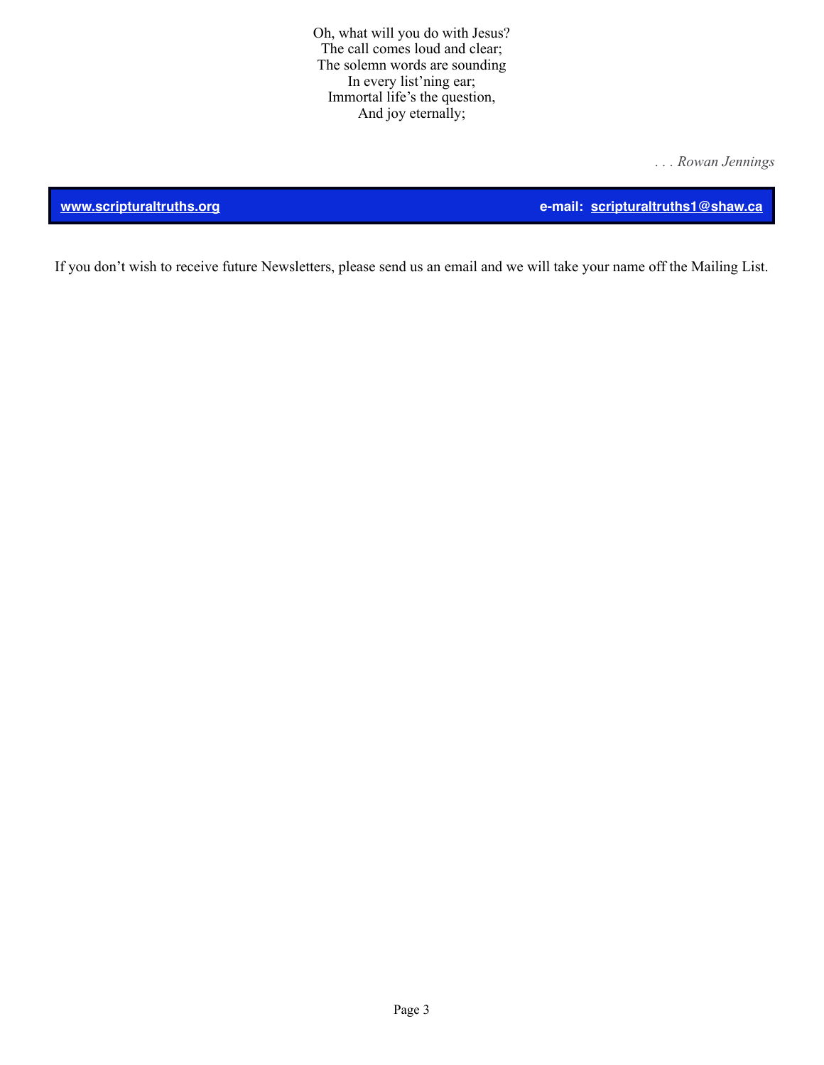Oh, what will you do with Jesus?  
The call comes loud and clear;  
The solemn words are sounding  
In every list'ning ear;  
Immortal life's the question,  
And joy eternally;

*. . . Rowan Jennings*

**www.scripturaltruths.org** **e-mail: scripturaltruths1@shaw.ca**

If you don't wish to receive future Newsletters, please send us an email and we will take your name off the Mailing List.